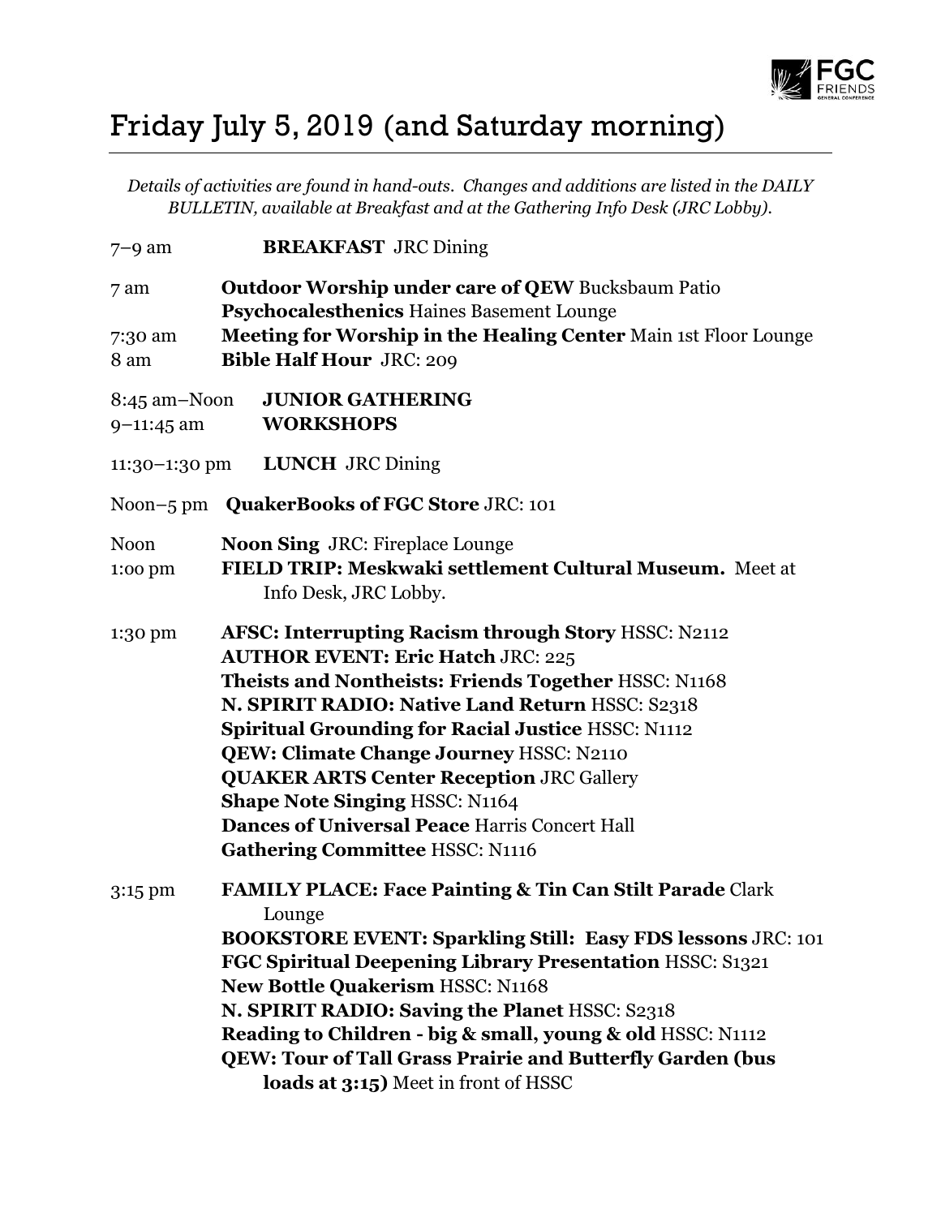# Friday July 5, 2019 (and Saturday morning)

*Details of activities are found in hand-outs. Changes and additions are listed in the DAILY BULLETIN, available at Breakfast and at the Gathering Info Desk (JRC Lobby).*

7–9 am **BREAKFAST** JRC Dining

7 am **Outdoor Worship under care of QEW** Bucksbaum Patio
**Psychocalesthenics** Haines Basement Lounge

7:30 am **Meeting for Worship in the Healing Center** Main 1st Floor Lounge

8 am **Bible Half Hour** JRC: 209

8:45 am–Noon **JUNIOR GATHERING**

9–11:45 am **WORKSHOPS**

11:30–1:30 pm **LUNCH** JRC Dining

Noon–5 pm **QuakerBooks of FGC Store** JRC: 101

Noon **Noon Sing** JRC: Fireplace Lounge

1:00 pm **FIELD TRIP: Meskwaki settlement Cultural Museum.** Meet at Info Desk, JRC Lobby.

1:30 pm **AFSC: Interrupting Racism through Story** HSSC: N2112
**AUTHOR EVENT: Eric Hatch** JRC: 225
**Theists and Nontheists: Friends Together** HSSC: N1168
**N. SPIRIT RADIO: Native Land Return** HSSC: S2318
**Spiritual Grounding for Racial Justice** HSSC: N1112
**QEW: Climate Change Journey** HSSC: N2110
**QUAKER ARTS Center Reception** JRC Gallery
**Shape Note Singing** HSSC: N1164
**Dances of Universal Peace** Harris Concert Hall
**Gathering Committee** HSSC: N1116

3:15 pm **FAMILY PLACE: Face Painting & Tin Can Stilt Parade** Clark Lounge
**BOOKSTORE EVENT: Sparkling Still: Easy FDS lessons** JRC: 101
**FGC Spiritual Deepening Library Presentation** HSSC: S1321
**New Bottle Quakerism** HSSC: N1168
**N. SPIRIT RADIO: Saving the Planet** HSSC: S2318
**Reading to Children - big & small, young & old** HSSC: N1112
**QEW: Tour of Tall Grass Prairie and Butterfly Garden (bus loads at 3:15)** Meet in front of HSSC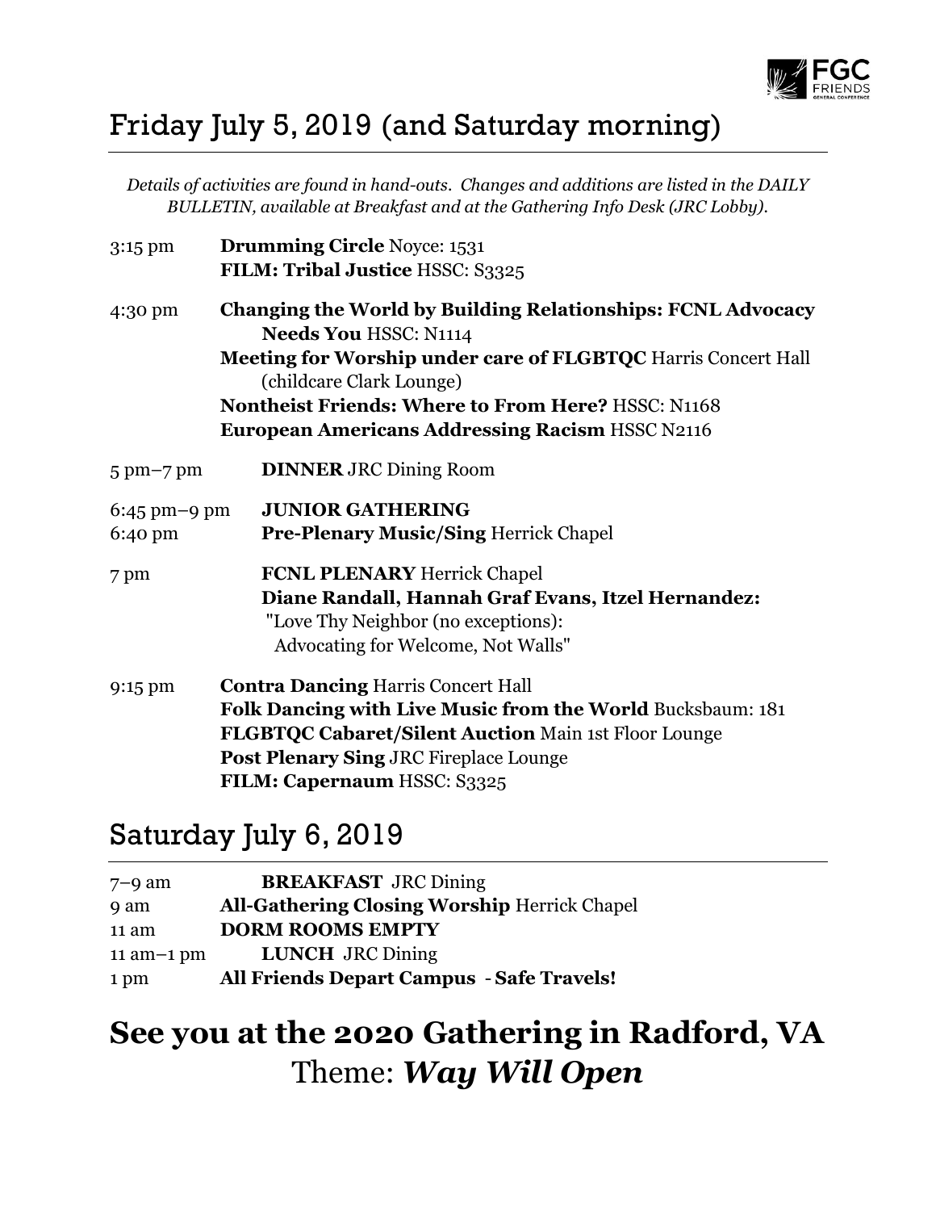## Friday July 5, 2019 (and Saturday morning)

*Details of activities are found in hand-outs. Changes and additions are listed in the DAILY BULLETIN, available at Breakfast and at the Gathering Info Desk (JRC Lobby).*

3:15 pm **Drumming Circle** Noyce: 1531
**FILM: Tribal Justice** HSSC: S3325

4:30 pm **Changing the World by Building Relationships: FCNL Advocacy Needs You** HSSC: N1114
**Meeting for Worship under care of FLGBTQC** Harris Concert Hall (childcare Clark Lounge)
**Nontheist Friends: Where to From Here?** HSSC: N1168
**European Americans Addressing Racism** HSSC N2116

5 pm–7 pm **DINNER** JRC Dining Room

6:45 pm–9 pm **JUNIOR GATHERING**
6:40 pm **Pre-Plenary Music/Sing** Herrick Chapel

7 pm **FCNL PLENARY** Herrick Chapel
**Diane Randall, Hannah Graf Evans, Itzel Hernandez:**
"Love Thy Neighbor (no exceptions):
Advocating for Welcome, Not Walls"

9:15 pm **Contra Dancing** Harris Concert Hall
**Folk Dancing with Live Music from the World** Bucksbaum: 181
**FLGBTQC Cabaret/Silent Auction** Main 1st Floor Lounge
**Post Plenary Sing** JRC Fireplace Lounge
**FILM: Capernaum** HSSC: S3325

## Saturday July 6, 2019

7–9 am **BREAKFAST** JRC Dining
9 am **All-Gathering Closing Worship** Herrick Chapel
11 am **DORM ROOMS EMPTY**
11 am–1 pm **LUNCH** JRC Dining
1 pm **All Friends Depart Campus - Safe Travels!**

# See you at the 2020 Gathering in Radford, VA

Theme: ***Way Will Open***